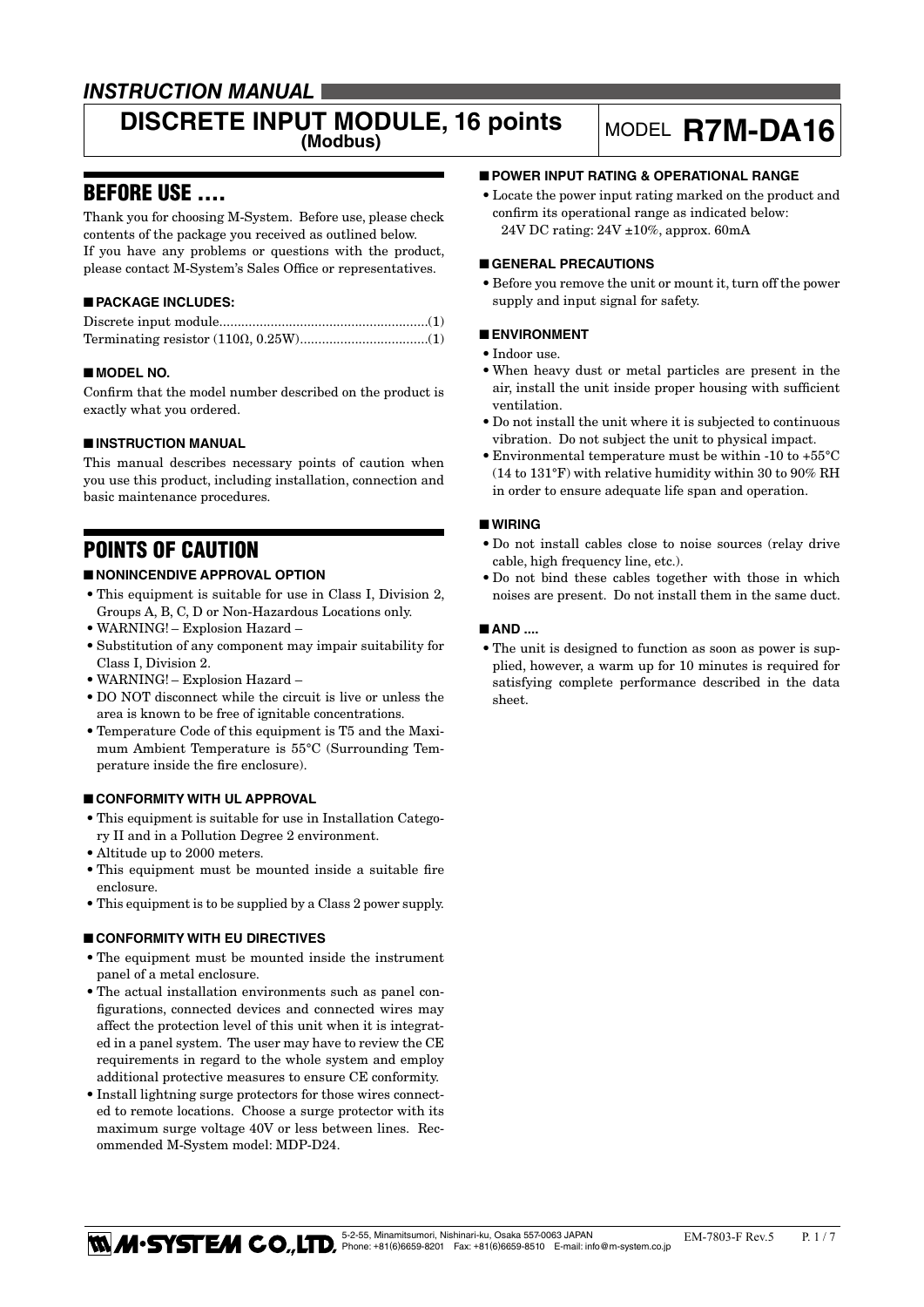# INSTRUCTION MANUAL

## DISCRETE INPUT MODULE, 16 points (Modbus)

MODEL **R7M-DA16**

## BEFORE USE ....

Thank you for choosing M-System. Before use, please check contents of the package you received as outlined below.
If you have any problems or questions with the product, please contact M-System's Sales Office or representatives.

### ■ PACKAGE INCLUDES:

Discrete input module.........................................................(1)
Terminating resistor (110Ω, 0.25W)...................................(1)

### ■ MODEL NO.

Confirm that the model number described on the product is exactly what you ordered.

### ■ INSTRUCTION MANUAL

This manual describes necessary points of caution when you use this product, including installation, connection and basic maintenance procedures.

## POINTS OF CAUTION

### ■ NONINCENDIVE APPROVAL OPTION

- This equipment is suitable for use in Class I, Division 2, Groups A, B, C, D or Non-Hazardous Locations only.
- WARNING! – Explosion Hazard –
- Substitution of any component may impair suitability for Class I, Division 2.
- WARNING! – Explosion Hazard –
- DO NOT disconnect while the circuit is live or unless the area is known to be free of ignitable concentrations.
- Temperature Code of this equipment is T5 and the Maximum Ambient Temperature is 55°C (Surrounding Temperature inside the fire enclosure).

### ■ CONFORMITY WITH UL APPROVAL

- This equipment is suitable for use in Installation Category II and in a Pollution Degree 2 environment.
- Altitude up to 2000 meters.
- This equipment must be mounted inside a suitable fire enclosure.
- This equipment is to be supplied by a Class 2 power supply.

### ■ CONFORMITY WITH EU DIRECTIVES

- The equipment must be mounted inside the instrument panel of a metal enclosure.
- The actual installation environments such as panel configurations, connected devices and connected wires may affect the protection level of this unit when it is integrated in a panel system. The user may have to review the CE requirements in regard to the whole system and employ additional protective measures to ensure CE conformity.
- Install lightning surge protectors for those wires connected to remote locations. Choose a surge protector with its maximum surge voltage 40V or less between lines. Recommended M-System model: MDP-D24.

### ■ POWER INPUT RATING & OPERATIONAL RANGE

- Locate the power input rating marked on the product and confirm its operational range as indicated below:
  24V DC rating: 24V ±10%, approx. 60mA

### ■ GENERAL PRECAUTIONS

- Before you remove the unit or mount it, turn off the power supply and input signal for safety.

### ■ ENVIRONMENT

- Indoor use.
- When heavy dust or metal particles are present in the air, install the unit inside proper housing with sufficient ventilation.
- Do not install the unit where it is subjected to continuous vibration. Do not subject the unit to physical impact.
- Environmental temperature must be within -10 to +55°C (14 to 131°F) with relative humidity within 30 to 90% RH in order to ensure adequate life span and operation.

### ■ WIRING

- Do not install cables close to noise sources (relay drive cable, high frequency line, etc.).
- Do not bind these cables together with those in which noises are present. Do not install them in the same duct.

### ■ AND ....

- The unit is designed to function as soon as power is supplied, however, a warm up for 10 minutes is required for satisfying complete performance described in the data sheet.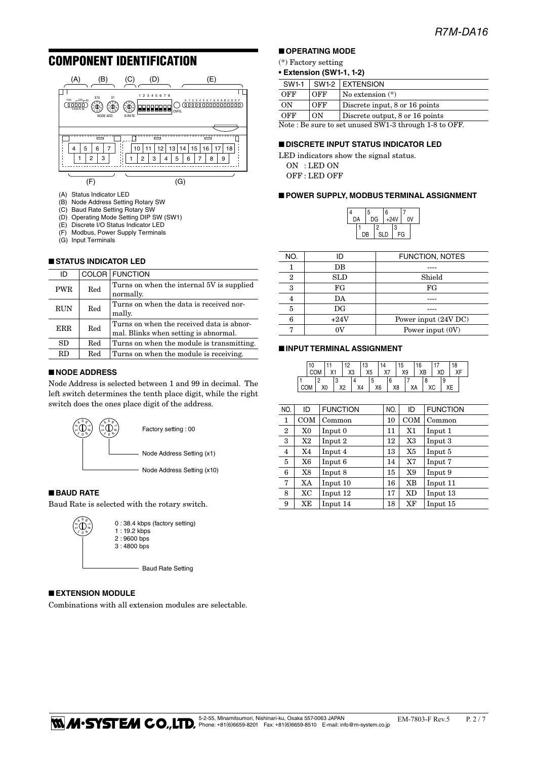## COMPONENT IDENTIFICATION

(A) Status Indicator LED
(B) Node Address Setting Rotary SW
(C) Baud Rate Setting Rotary SW
(D) Operating Mode Setting DIP SW (SW1)
(E) Discrete I/O Status Indicator LED
(F) Modbus, Power Supply Terminals
(G) Input Terminals

### ■ STATUS INDICATOR LED

| ID | COLOR | FUNCTION |
|---|---|---|
| PWR | Red | Turns on when the internal 5V is supplied normally. |
| RUN | Red | Turns on when the data is received normally. |
| ERR | Red | Turns on when the received data is abnormal. Blinks when setting is abnormal. |
| SD | Red | Turns on when the module is transmitting. |
| RD | Red | Turns on when the module is receiving. |

### ■ NODE ADDRESS

Node Address is selected between 1 and 99 in decimal. The left switch determines the tenth place digit, while the right switch does the ones place digit of the address.

Factory setting : 00

Node Address Setting (x1)

Node Address Setting (x10)

### ■ BAUD RATE

Baud Rate is selected with the rotary switch.

0 : 38.4 kbps (factory setting)
1 : 19.2 kbps
2 : 9600 bps
3 : 4800 bps

Baud Rate Setting

### ■ EXTENSION MODULE

Combinations with all extension modules are selectable.

### ■ OPERATING MODE

(*) Factory setting

**• Extension (SW1-1, 1-2)**

| SW1-1 | SW1-2 | EXTENSION |
|---|---|---|
| OFF | OFF | No extension (*) |
| ON | OFF | Discrete input, 8 or 16 points |
| OFF | ON | Discrete output, 8 or 16 points |

Note : Be sure to set unused SW1-3 through 1-8 to OFF.

### ■ DISCRETE INPUT STATUS INDICATOR LED

LED indicators show the signal status.

ON : LED ON
OFF : LED OFF

### ■ POWER SUPPLY, MODBUS TERMINAL ASSIGNMENT

| NO. | ID | FUNCTION, NOTES |
|---|---|---|
| 1 | DB | ---- |
| 2 | SLD | Shield |
| 3 | FG | FG |
| 4 | DA | ---- |
| 5 | DG | ---- |
| 6 | +24V | Power input (24V DC) |
| 7 | 0V | Power input (0V) |

### ■ INPUT TERMINAL ASSIGNMENT

| NO. | ID | FUNCTION | NO. | ID | FUNCTION |
|---|---|---|---|---|---|
| 1 | COM | Common | 10 | COM | Common |
| 2 | X0 | Input 0 | 11 | X1 | Input 1 |
| 3 | X2 | Input 2 | 12 | X3 | Input 3 |
| 4 | X4 | Input 4 | 13 | X5 | Input 5 |
| 5 | X6 | Input 6 | 14 | X7 | Input 7 |
| 6 | X8 | Input 8 | 15 | X9 | Input 9 |
| 7 | XA | Input 10 | 16 | XB | Input 11 |
| 8 | XC | Input 12 | 17 | XD | Input 13 |
| 9 | XE | Input 14 | 18 | XF | Input 15 |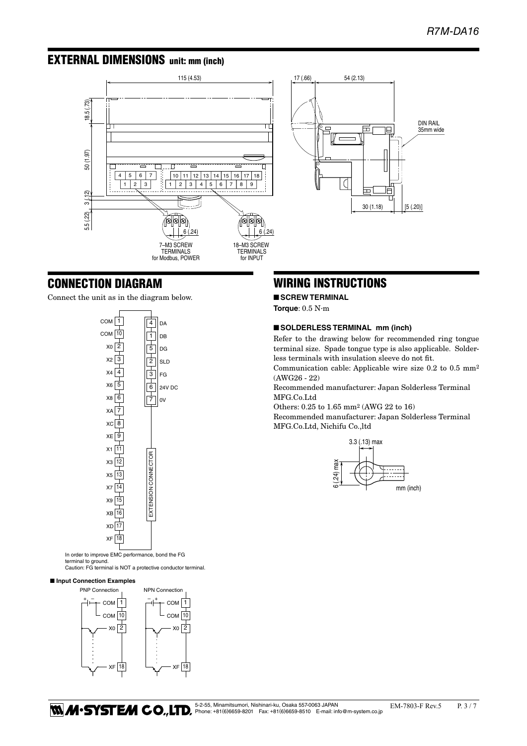## EXTERNAL DIMENSIONS unit: mm (inch)

115 (4.53)

18.5 (.73)

50 (1.97)

3 (.12)

5.5 (.22)

7–M3 SCREW TERMINALS for Modbus, POWER

18–M3 SCREW TERMINALS for INPUT

6 (.24)

17 (.66)

54 (2.13)

DIN RAIL 35mm wide

30 (1.18)

[5 (.20)]

## CONNECTION DIAGRAM

Connect the unit as in the diagram below.

| Terminal | No. |
|---|---|
| COM | 1 |
| COM | 10 |
| X0 | 2 |
| X2 | 3 |
| X4 | 4 |
| X6 | 5 |
| X8 | 6 |
| XA | 7 |
| XC | 8 |
| XE | 9 |
| X1 | 11 |
| X3 | 12 |
| X5 | 13 |
| X7 | 14 |
| X9 | 15 |
| XB | 16 |
| XD | 17 |
| XF | 18 |

| No. | Terminal |
|---|---|
| 4 | DA |
| 1 | DB |
| 5 | DG |
| 2 | SLD |
| 3 | FG |
| 6 | 24V DC |
| 7 | 0V |

EXTENSION CONNECTOR

In order to improve EMC performance, bond the FG terminal to ground.
Caution: FG terminal is NOT a protective conductor terminal.

■ **Input Connection Examples**

PNP Connection — COM 1, COM 10, X0 2 … XF 18

NPN Connection — COM 1, COM 10, X0 2 … XF 18

## WIRING INSTRUCTIONS

■ **SCREW TERMINAL**

**Torque**: 0.5 N·m

■ **SOLDERLESS TERMINAL mm (inch)**

Refer to the drawing below for recommended ring tongue terminal size. Spade tongue type is also applicable. Solderless terminals with insulation sleeve do not fit.

Communication cable: Applicable wire size 0.2 to 0.5 mm[2] (AWG26 - 22)

Recommended manufacturer: Japan Solderless Terminal MFG.Co.Ltd

Others: 0.25 to 1.65 mm[2] (AWG 22 to 16)

Recommended manufacturer: Japan Solderless Terminal MFG.Co.Ltd, Nichifu Co.,ltd

3.3 (.13) max

6 (.24) max

mm (inch)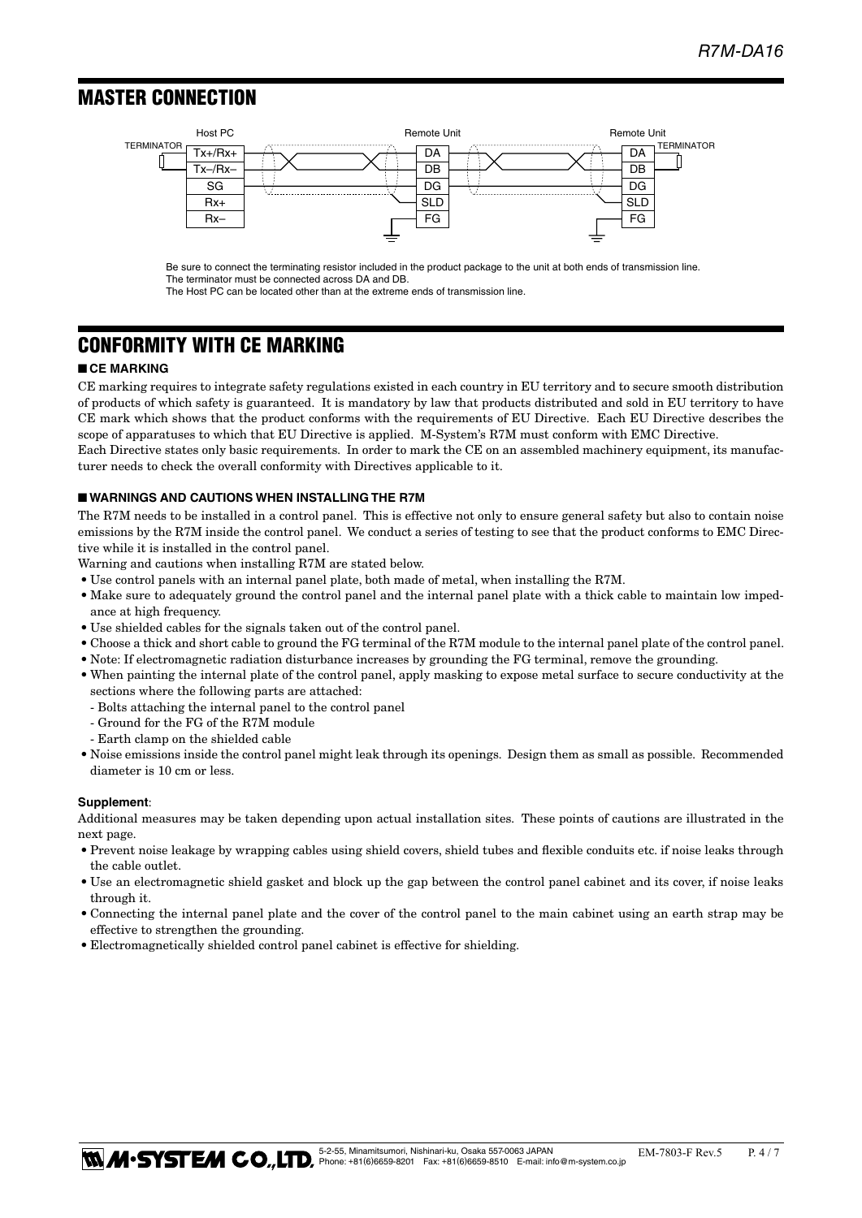## MASTER CONNECTION

Be sure to connect the terminating resistor included in the product package to the unit at both ends of transmission line.
The terminator must be connected across DA and DB.
The Host PC can be located other than at the extreme ends of transmission line.

## CONFORMITY WITH CE MARKING

### ■ CE MARKING

CE marking requires to integrate safety regulations existed in each country in EU territory and to secure smooth distribution of products of which safety is guaranteed. It is mandatory by law that products distributed and sold in EU territory to have CE mark which shows that the product conforms with the requirements of EU Directive. Each EU Directive describes the scope of apparatuses to which that EU Directive is applied. M-System's R7M must conform with EMC Directive.
Each Directive states only basic requirements. In order to mark the CE on an assembled machinery equipment, its manufacturer needs to check the overall conformity with Directives applicable to it.

### ■ WARNINGS AND CAUTIONS WHEN INSTALLING THE R7M

The R7M needs to be installed in a control panel. This is effective not only to ensure general safety but also to contain noise emissions by the R7M inside the control panel. We conduct a series of testing to see that the product conforms to EMC Directive while it is installed in the control panel.
Warning and cautions when installing R7M are stated below.

- Use control panels with an internal panel plate, both made of metal, when installing the R7M.
- Make sure to adequately ground the control panel and the internal panel plate with a thick cable to maintain low impedance at high frequency.
- Use shielded cables for the signals taken out of the control panel.
- Choose a thick and short cable to ground the FG terminal of the R7M module to the internal panel plate of the control panel.
- Note: If electromagnetic radiation disturbance increases by grounding the FG terminal, remove the grounding.
- When painting the internal plate of the control panel, apply masking to expose metal surface to secure conductivity at the sections where the following parts are attached:
  - Bolts attaching the internal panel to the control panel
  - Ground for the FG of the R7M module
  - Earth clamp on the shielded cable
- Noise emissions inside the control panel might leak through its openings. Design them as small as possible. Recommended diameter is 10 cm or less.

**Supplement**:
Additional measures may be taken depending upon actual installation sites. These points of cautions are illustrated in the next page.

- Prevent noise leakage by wrapping cables using shield covers, shield tubes and flexible conduits etc. if noise leaks through the cable outlet.
- Use an electromagnetic shield gasket and block up the gap between the control panel cabinet and its cover, if noise leaks through it.
- Connecting the internal panel plate and the cover of the control panel to the main cabinet using an earth strap may be effective to strengthen the grounding.
- Electromagnetically shielded control panel cabinet is effective for shielding.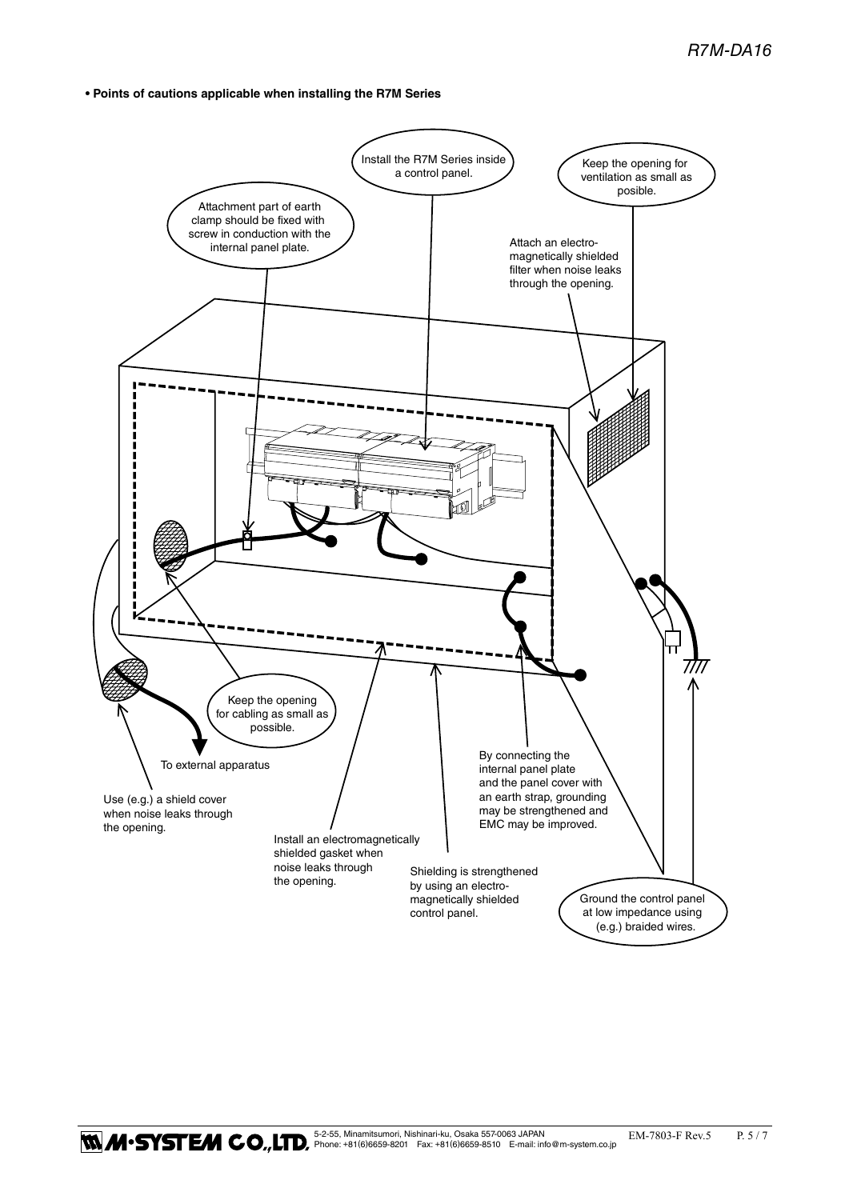- **Points of cautions applicable when installing the R7M Series**

Install the R7M Series inside a control panel.

Keep the opening for ventilation as small as posible.

Attachment part of earth clamp should be fixed with screw in conduction with the internal panel plate.

Attach an electro-magnetically shielded filter when noise leaks through the opening.

Keep the opening for cabling as small as possible.

To external apparatus

Use (e.g.) a shield cover when noise leaks through the opening.

Install an electromagnetically shielded gasket when noise leaks through the opening.

Shielding is strengthened by using an electro-magnetically shielded control panel.

By connecting the internal panel plate and the panel cover with an earth strap, grounding may be strengthened and EMC may be improved.

Ground the control panel at low impedance using (e.g.) braided wires.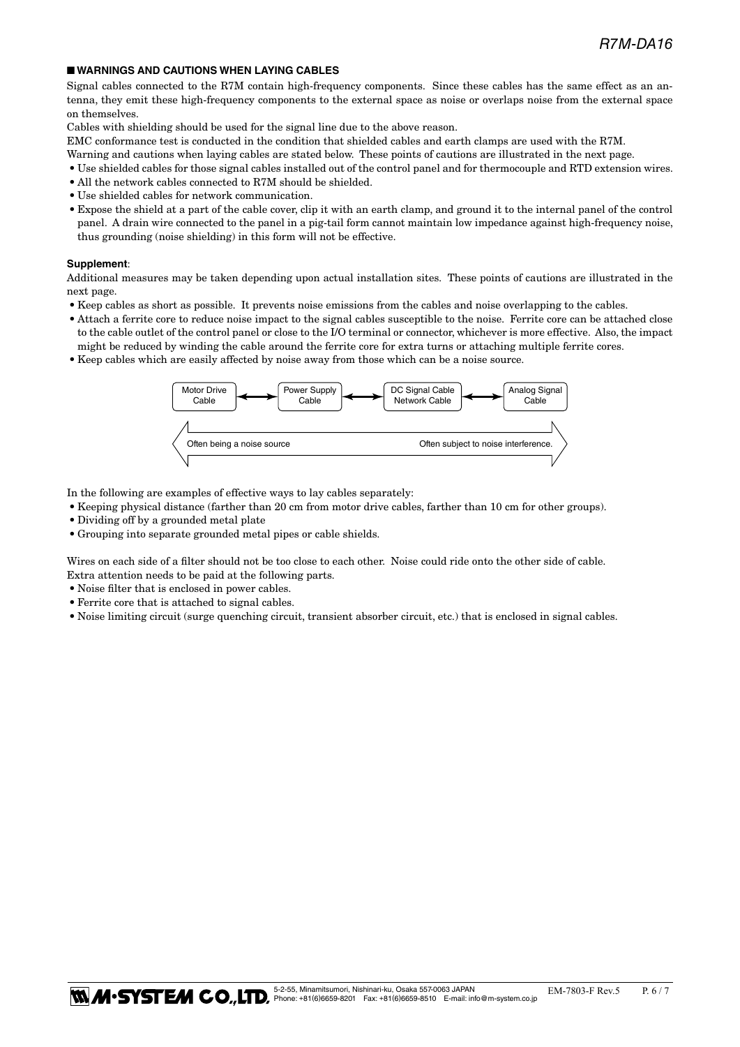## ■ WARNINGS AND CAUTIONS WHEN LAYING CABLES

Signal cables connected to the R7M contain high-frequency components. Since these cables has the same effect as an antenna, they emit these high-frequency components to the external space as noise or overlaps noise from the external space on themselves.

Cables with shielding should be used for the signal line due to the above reason.

EMC conformance test is conducted in the condition that shielded cables and earth clamps are used with the R7M.

Warning and cautions when laying cables are stated below. These points of cautions are illustrated in the next page.

- Use shielded cables for those signal cables installed out of the control panel and for thermocouple and RTD extension wires.
- All the network cables connected to R7M should be shielded.
- Use shielded cables for network communication.
- Expose the shield at a part of the cable cover, clip it with an earth clamp, and ground it to the internal panel of the control panel. A drain wire connected to the panel in a pig-tail form cannot maintain low impedance against high-frequency noise, thus grounding (noise shielding) in this form will not be effective.

**Supplement**:

Additional measures may be taken depending upon actual installation sites. These points of cautions are illustrated in the next page.

- Keep cables as short as possible. It prevents noise emissions from the cables and noise overlapping to the cables.
- Attach a ferrite core to reduce noise impact to the signal cables susceptible to the noise. Ferrite core can be attached close to the cable outlet of the control panel or close to the I/O terminal or connector, whichever is more effective. Also, the impact might be reduced by winding the cable around the ferrite core for extra turns or attaching multiple ferrite cores.
- Keep cables which are easily affected by noise away from those which can be a noise source.

Motor Drive Cable ⟷ Power Supply Cable ⟷ DC Signal Cable Network Cable ⟷ Analog Signal Cable

Often being a noise source ⟷ Often subject to noise interference.

In the following are examples of effective ways to lay cables separately:

- Keeping physical distance (farther than 20 cm from motor drive cables, farther than 10 cm for other groups).
- Dividing off by a grounded metal plate
- Grouping into separate grounded metal pipes or cable shields.

Wires on each side of a filter should not be too close to each other. Noise could ride onto the other side of cable.

Extra attention needs to be paid at the following parts.

- Noise filter that is enclosed in power cables.
- Ferrite core that is attached to signal cables.
- Noise limiting circuit (surge quenching circuit, transient absorber circuit, etc.) that is enclosed in signal cables.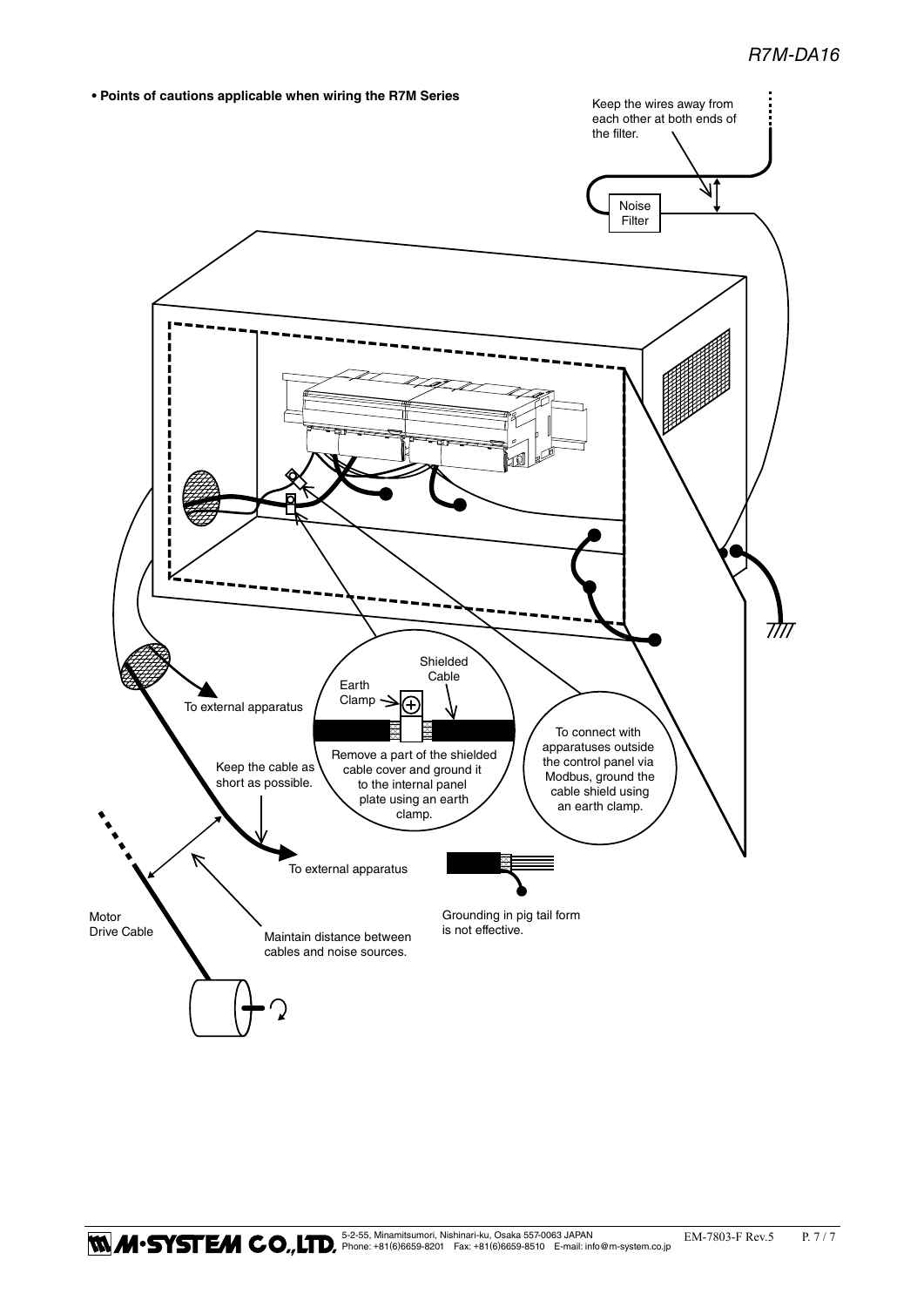• **Points of cautions applicable when wiring the R7M Series**

Keep the wires away from each other at both ends of the filter.

Noise Filter

Shielded Cable

Earth Clamp

Remove a part of the shielded cable cover and ground it to the internal panel plate using an earth clamp.

To connect with apparatuses outside the control panel via Modbus, ground the cable shield using an earth clamp.

To external apparatus

Keep the cable as short as possible.

To external apparatus

Motor Drive Cable

Maintain distance between cables and noise sources.

Grounding in pig tail form is not effective.